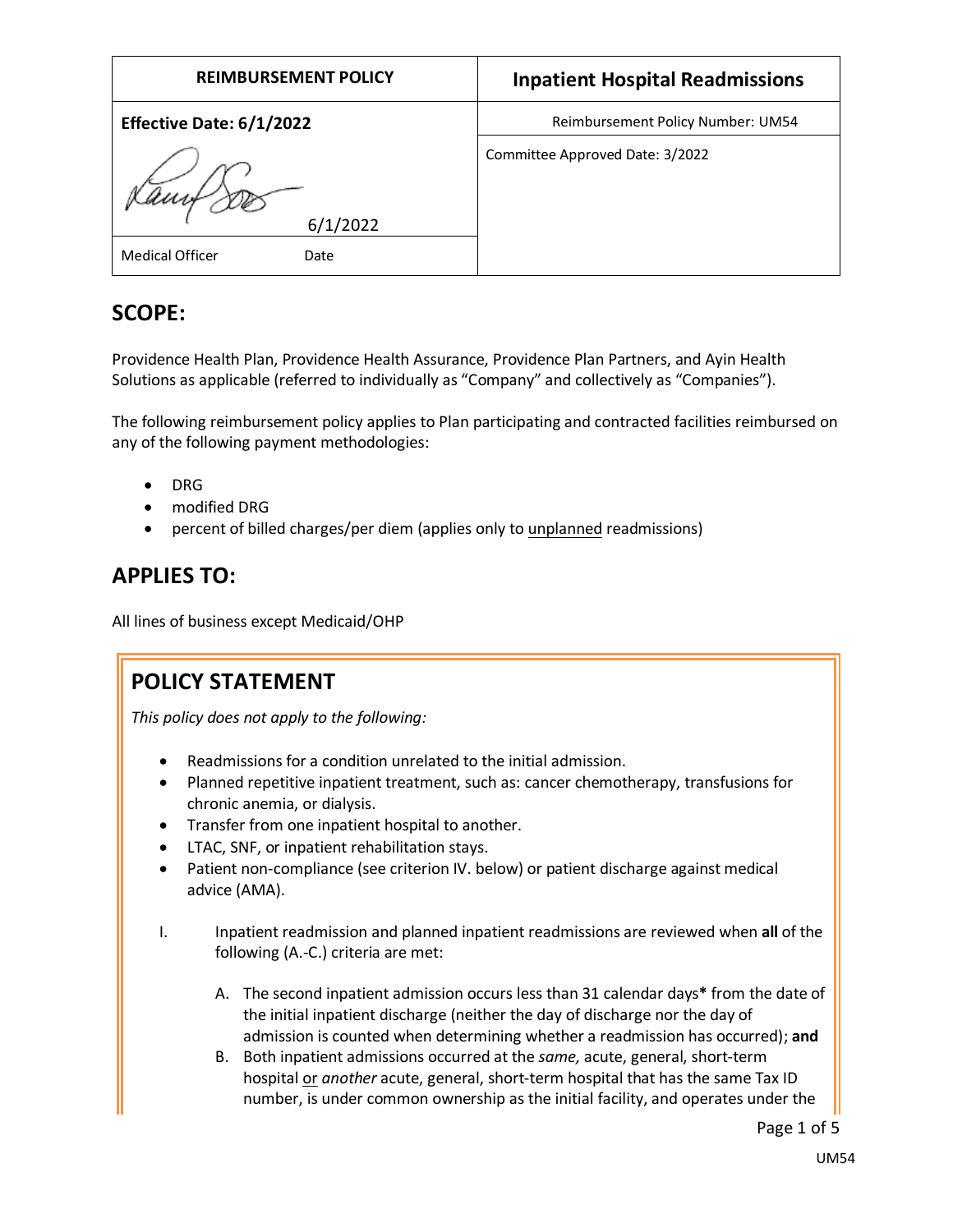| REIMBURSEMENT POLICY | Inpatient Hospital Readmissions |
| --- | --- |
| **Effective Date: 6/1/2022** | Reimbursement Policy Number: UM54 |
| 6/1/2022 | Committee Approved Date: 3/2022 |
| Medical Officer Date | |

## SCOPE:

Providence Health Plan, Providence Health Assurance, Providence Plan Partners, and Ayin Health Solutions as applicable (referred to individually as "Company" and collectively as "Companies").

The following reimbursement policy applies to Plan participating and contracted facilities reimbursed on any of the following payment methodologies:

- DRG
- modified DRG
- percent of billed charges/per diem (applies only to unplanned readmissions)

## APPLIES TO:

All lines of business except Medicaid/OHP

## POLICY STATEMENT

*This policy does not apply to the following:*

- Readmissions for a condition unrelated to the initial admission.
- Planned repetitive inpatient treatment, such as: cancer chemotherapy, transfusions for chronic anemia, or dialysis.
- Transfer from one inpatient hospital to another.
- LTAC, SNF, or inpatient rehabilitation stays.
- Patient non-compliance (see criterion IV. below) or patient discharge against medical advice (AMA).

I. Inpatient readmission and planned inpatient readmissions are reviewed when **all** of the following (A.-C.) criteria are met:

   A. The second inpatient admission occurs less than 31 calendar days**\*** from the date of the initial inpatient discharge (neither the day of discharge nor the day of admission is counted when determining whether a readmission has occurred); **and**
   
   B. Both inpatient admissions occurred at the *same,* acute, general, short-term hospital or *another* acute, general, short-term hospital that has the same Tax ID number, is under common ownership as the initial facility, and operates under the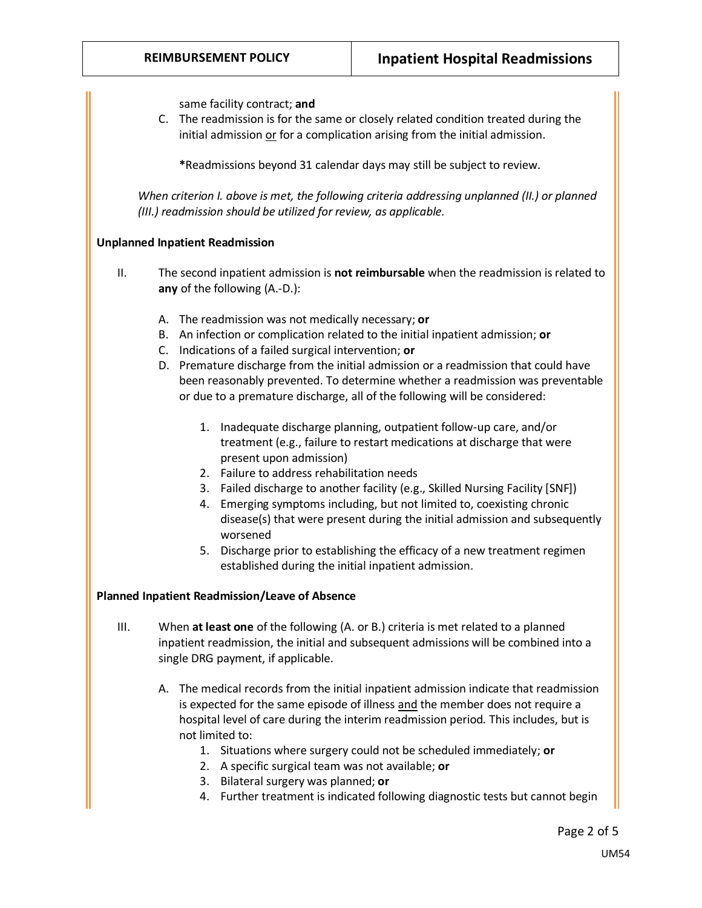same facility contract; **and**

C. The readmission is for the same or closely related condition treated during the initial admission or for a complication arising from the initial admission.

**\***Readmissions beyond 31 calendar days may still be subject to review.

*When criterion I. above is met, the following criteria addressing unplanned (II.) or planned (III.) readmission should be utilized for review, as applicable.*

**Unplanned Inpatient Readmission**

II. The second inpatient admission is **not reimbursable** when the readmission is related to **any** of the following (A.-D.):

A. The readmission was not medically necessary; **or**

B. An infection or complication related to the initial inpatient admission; **or**

C. Indications of a failed surgical intervention; **or**

D. Premature discharge from the initial admission or a readmission that could have been reasonably prevented. To determine whether a readmission was preventable or due to a premature discharge, all of the following will be considered:

1. Inadequate discharge planning, outpatient follow-up care, and/or treatment (e.g., failure to restart medications at discharge that were present upon admission)
2. Failure to address rehabilitation needs
3. Failed discharge to another facility (e.g., Skilled Nursing Facility [SNF])
4. Emerging symptoms including, but not limited to, coexisting chronic disease(s) that were present during the initial admission and subsequently worsened
5. Discharge prior to establishing the efficacy of a new treatment regimen established during the initial inpatient admission.

**Planned Inpatient Readmission/Leave of Absence**

III. When **at least one** of the following (A. or B.) criteria is met related to a planned inpatient readmission, the initial and subsequent admissions will be combined into a single DRG payment, if applicable.

A. The medical records from the initial inpatient admission indicate that readmission is expected for the same episode of illness and the member does not require a hospital level of care during the interim readmission period. This includes, but is not limited to:

1. Situations where surgery could not be scheduled immediately; **or**
2. A specific surgical team was not available; **or**
3. Bilateral surgery was planned; **or**
4. Further treatment is indicated following diagnostic tests but cannot begin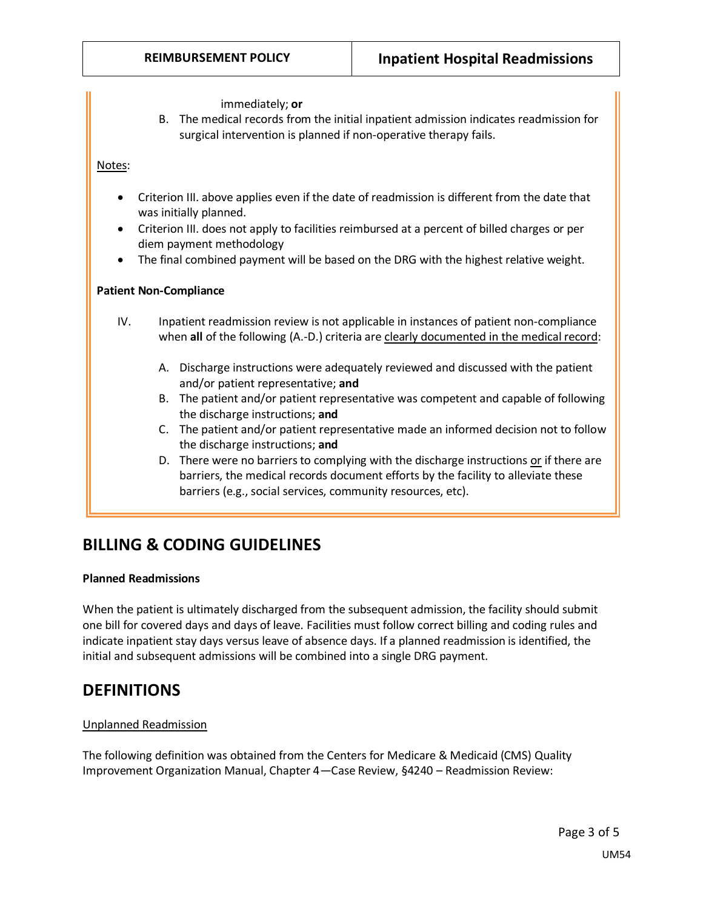immediately; **or**

B. The medical records from the initial inpatient admission indicates readmission for surgical intervention is planned if non-operative therapy fails.

<u>Notes</u>:

- Criterion III. above applies even if the date of readmission is different from the date that was initially planned.
- Criterion III. does not apply to facilities reimbursed at a percent of billed charges or per diem payment methodology
- The final combined payment will be based on the DRG with the highest relative weight.

**Patient Non-Compliance**

IV. Inpatient readmission review is not applicable in instances of patient non-compliance when **all** of the following (A.-D.) criteria are <u>clearly documented in the medical record</u>:

A. Discharge instructions were adequately reviewed and discussed with the patient and/or patient representative; **and**

B. The patient and/or patient representative was competent and capable of following the discharge instructions; **and**

C. The patient and/or patient representative made an informed decision not to follow the discharge instructions; **and**

D. There were no barriers to complying with the discharge instructions <u>or</u> if there are barriers, the medical records document efforts by the facility to alleviate these barriers (e.g., social services, community resources, etc).

## BILLING & CODING GUIDELINES

**Planned Readmissions**

When the patient is ultimately discharged from the subsequent admission, the facility should submit one bill for covered days and days of leave. Facilities must follow correct billing and coding rules and indicate inpatient stay days versus leave of absence days. If a planned readmission is identified, the initial and subsequent admissions will be combined into a single DRG payment.

## DEFINITIONS

<u>Unplanned Readmission</u>

The following definition was obtained from the Centers for Medicare & Medicaid (CMS) Quality Improvement Organization Manual, Chapter 4—Case Review, §4240 – Readmission Review: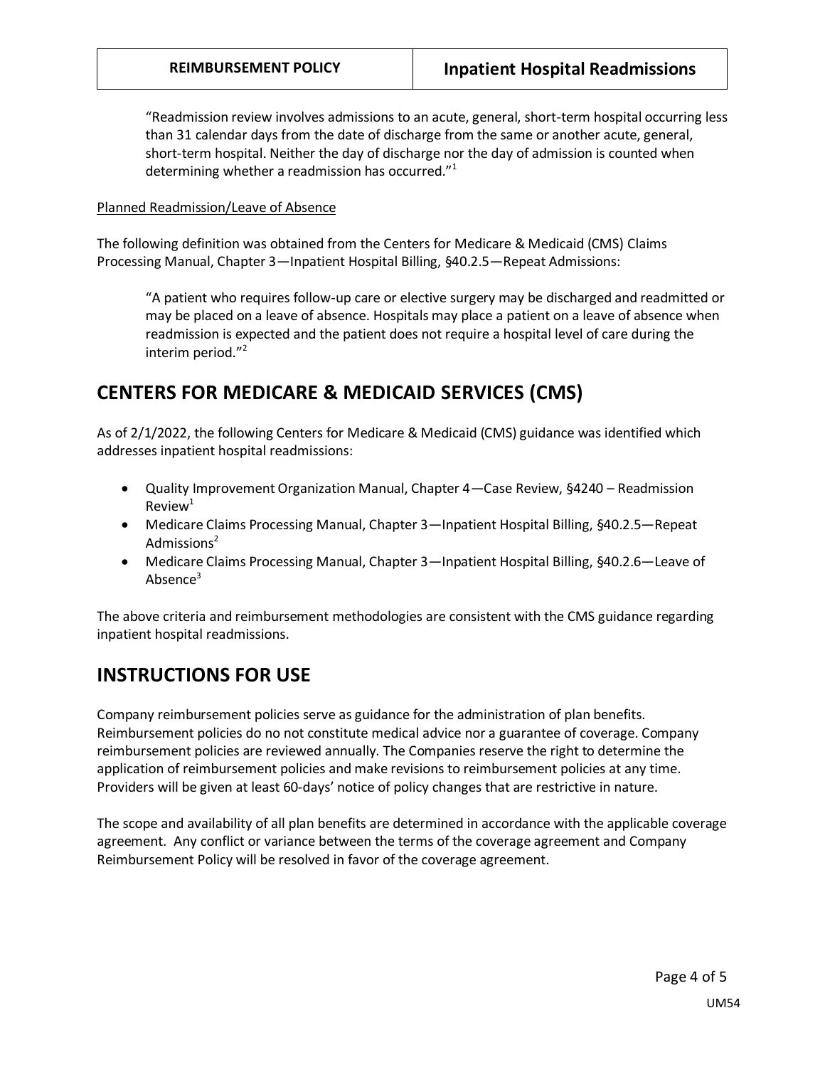> "Readmission review involves admissions to an acute, general, short-term hospital occurring less than 31 calendar days from the date of discharge from the same or another acute, general, short-term hospital. Neither the day of discharge nor the day of admission is counted when determining whether a readmission has occurred."[1]

Planned Readmission/Leave of Absence

The following definition was obtained from the Centers for Medicare & Medicaid (CMS) Claims Processing Manual, Chapter 3—Inpatient Hospital Billing, §40.2.5—Repeat Admissions:

> "A patient who requires follow-up care or elective surgery may be discharged and readmitted or may be placed on a leave of absence. Hospitals may place a patient on a leave of absence when readmission is expected and the patient does not require a hospital level of care during the interim period."[2]

## CENTERS FOR MEDICARE & MEDICAID SERVICES (CMS)

As of 2/1/2022, the following Centers for Medicare & Medicaid (CMS) guidance was identified which addresses inpatient hospital readmissions:

- Quality Improvement Organization Manual, Chapter 4—Case Review, §4240 – Readmission Review[1]
- Medicare Claims Processing Manual, Chapter 3—Inpatient Hospital Billing, §40.2.5—Repeat Admissions[2]
- Medicare Claims Processing Manual, Chapter 3—Inpatient Hospital Billing, §40.2.6—Leave of Absence[3]

The above criteria and reimbursement methodologies are consistent with the CMS guidance regarding inpatient hospital readmissions.

## INSTRUCTIONS FOR USE

Company reimbursement policies serve as guidance for the administration of plan benefits. Reimbursement policies do no not constitute medical advice nor a guarantee of coverage. Company reimbursement policies are reviewed annually. The Companies reserve the right to determine the application of reimbursement policies and make revisions to reimbursement policies at any time. Providers will be given at least 60-days' notice of policy changes that are restrictive in nature.

The scope and availability of all plan benefits are determined in accordance with the applicable coverage agreement. Any conflict or variance between the terms of the coverage agreement and Company Reimbursement Policy will be resolved in favor of the coverage agreement.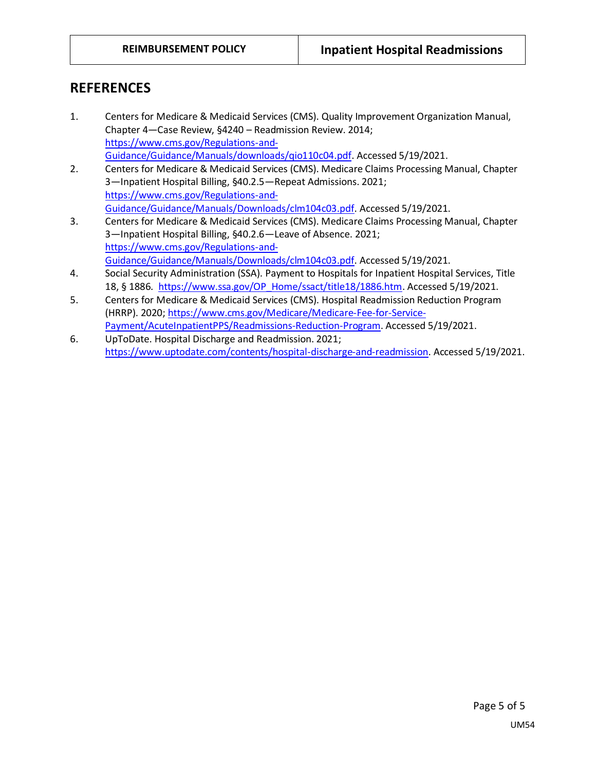## REFERENCES

1. Centers for Medicare & Medicaid Services (CMS). Quality Improvement Organization Manual, Chapter 4—Case Review, §4240 – Readmission Review. 2014; https://www.cms.gov/Regulations-and-Guidance/Guidance/Manuals/downloads/qio110c04.pdf. Accessed 5/19/2021.
2. Centers for Medicare & Medicaid Services (CMS). Medicare Claims Processing Manual, Chapter 3—Inpatient Hospital Billing, §40.2.5—Repeat Admissions. 2021; https://www.cms.gov/Regulations-and-Guidance/Guidance/Manuals/Downloads/clm104c03.pdf. Accessed 5/19/2021.
3. Centers for Medicare & Medicaid Services (CMS). Medicare Claims Processing Manual, Chapter 3—Inpatient Hospital Billing, §40.2.6—Leave of Absence. 2021; https://www.cms.gov/Regulations-and-Guidance/Guidance/Manuals/Downloads/clm104c03.pdf. Accessed 5/19/2021.
4. Social Security Administration (SSA). Payment to Hospitals for Inpatient Hospital Services, Title 18, § 1886. https://www.ssa.gov/OP_Home/ssact/title18/1886.htm. Accessed 5/19/2021.
5. Centers for Medicare & Medicaid Services (CMS). Hospital Readmission Reduction Program (HRRP). 2020; https://www.cms.gov/Medicare/Medicare-Fee-for-Service-Payment/AcuteInpatientPPS/Readmissions-Reduction-Program. Accessed 5/19/2021.
6. UpToDate. Hospital Discharge and Readmission. 2021; https://www.uptodate.com/contents/hospital-discharge-and-readmission. Accessed 5/19/2021.